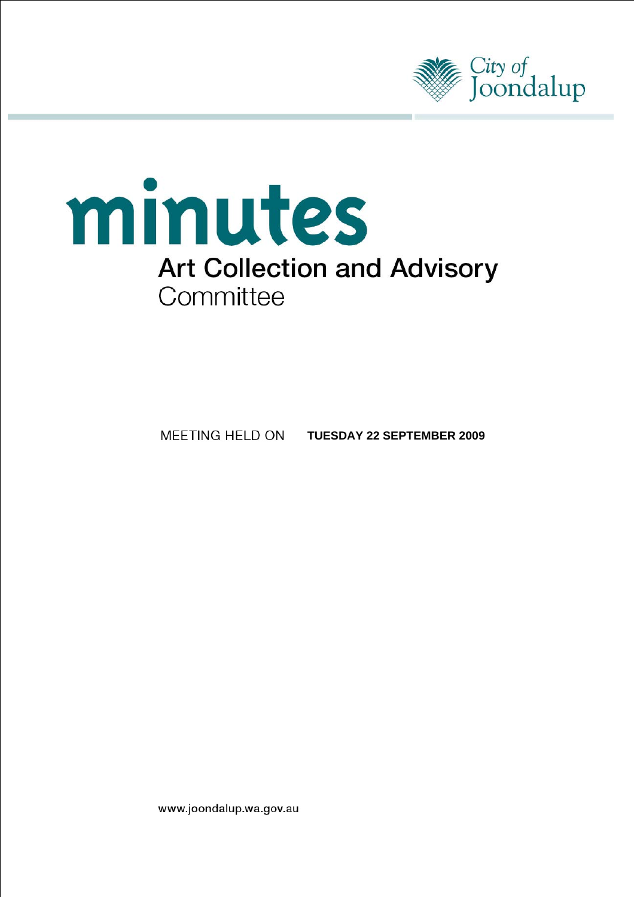City of Joondalup

# minutes

## Art Collection and Advisory Committee

MEETING HELD ON **TUESDAY 22 SEPTEMBER 2009**

www.joondalup.wa.gov.au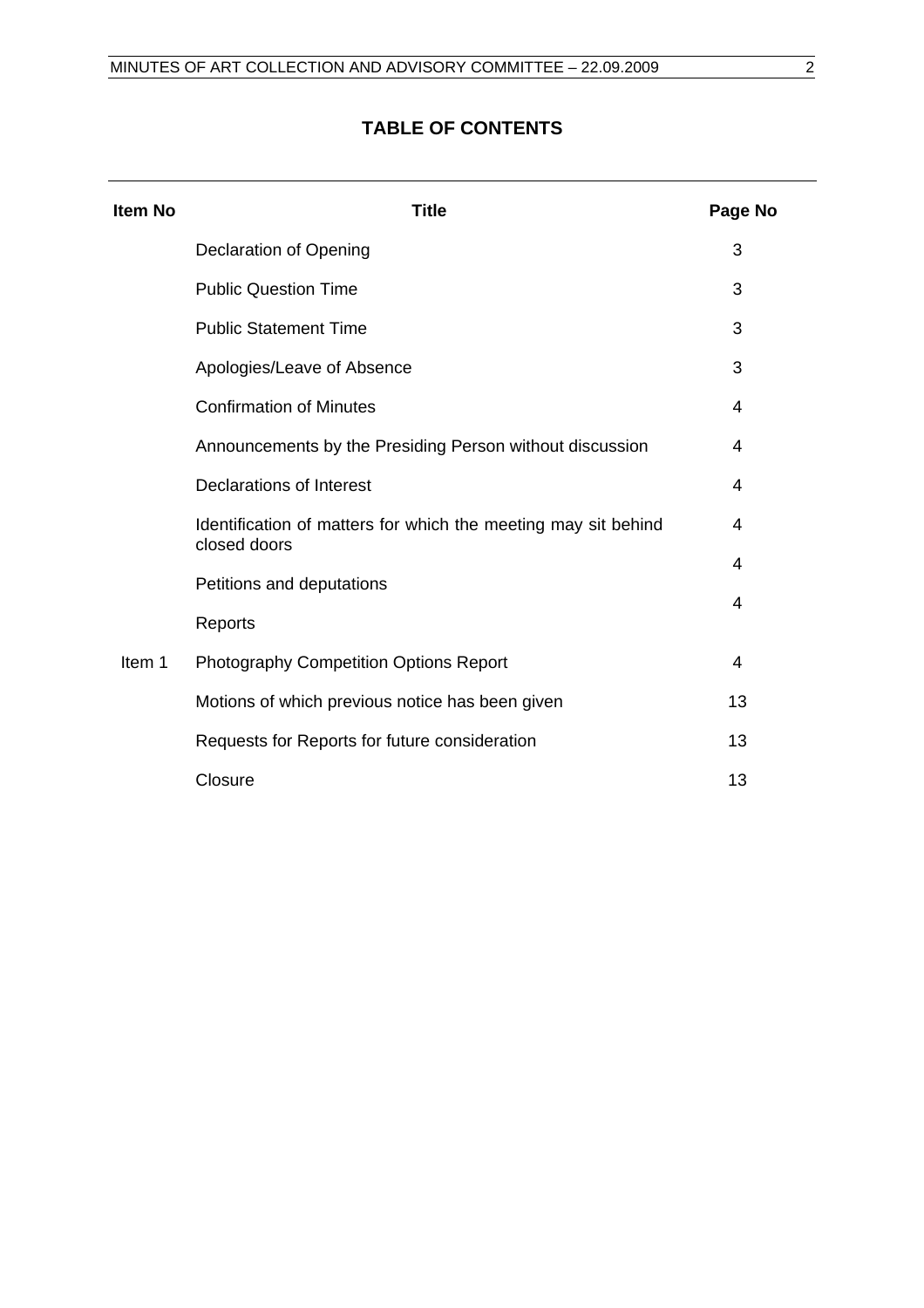## TABLE OF CONTENTS

| Item No | Title | Page No |
|---|---|---|
| | Declaration of Opening | 3 |
| | Public Question Time | 3 |
| | Public Statement Time | 3 |
| | Apologies/Leave of Absence | 3 |
| | Confirmation of Minutes | 4 |
| | Announcements by the Presiding Person without discussion | 4 |
| | Declarations of Interest | 4 |
| | Identification of matters for which the meeting may sit behind closed doors | 4 |
| | Petitions and deputations | 4 |
| | Reports | 4 |
| Item 1 | Photography Competition Options Report | 4 |
| | Motions of which previous notice has been given | 13 |
| | Requests for Reports for future consideration | 13 |
| | Closure | 13 |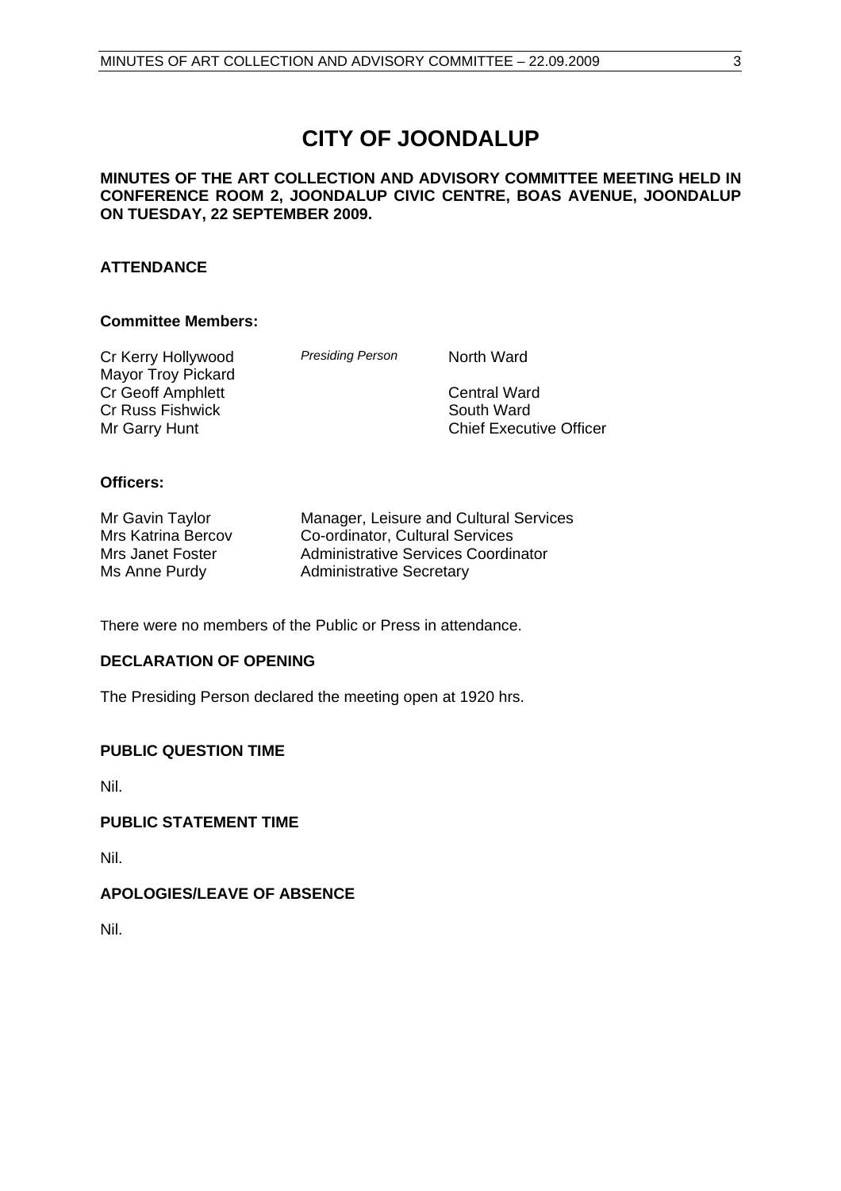# CITY OF JOONDALUP

**MINUTES OF THE ART COLLECTION AND ADVISORY COMMITTEE MEETING HELD IN CONFERENCE ROOM 2, JOONDALUP CIVIC CENTRE, BOAS AVENUE, JOONDALUP ON TUESDAY, 22 SEPTEMBER 2009.**

## ATTENDANCE

### Committee Members:

| | | |
|---|---|---|
| Cr Kerry Hollywood | *Presiding Person* | North Ward |
| Mayor Troy Pickard | | |
| Cr Geoff Amphlett | | Central Ward |
| Cr Russ Fishwick | | South Ward |
| Mr Garry Hunt | | Chief Executive Officer |

### Officers:

| | |
|---|---|
| Mr Gavin Taylor | Manager, Leisure and Cultural Services |
| Mrs Katrina Bercov | Co-ordinator, Cultural Services |
| Mrs Janet Foster | Administrative Services Coordinator |
| Ms Anne Purdy | Administrative Secretary |

There were no members of the Public or Press in attendance.

## DECLARATION OF OPENING

The Presiding Person declared the meeting open at 1920 hrs.

## PUBLIC QUESTION TIME

Nil.

## PUBLIC STATEMENT TIME

Nil.

## APOLOGIES/LEAVE OF ABSENCE

Nil.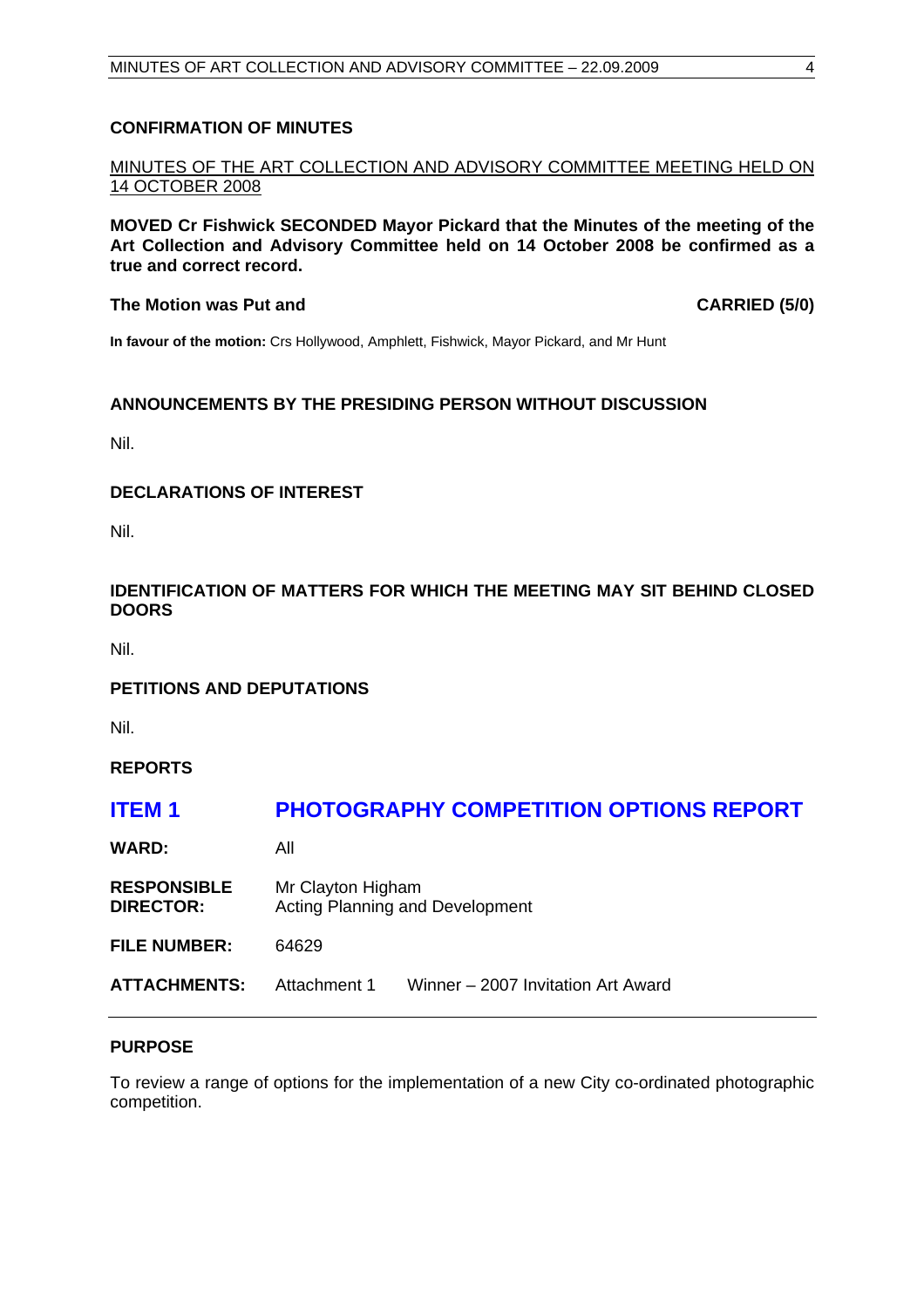## CONFIRMATION OF MINUTES

MINUTES OF THE ART COLLECTION AND ADVISORY COMMITTEE MEETING HELD ON 14 OCTOBER 2008

**MOVED Cr Fishwick SECONDED Mayor Pickard that the Minutes of the meeting of the Art Collection and Advisory Committee held on 14 October 2008 be confirmed as a true and correct record.**

**The Motion was Put and CARRIED (5/0)**

**In favour of the motion:** Crs Hollywood, Amphlett, Fishwick, Mayor Pickard, and Mr Hunt

## ANNOUNCEMENTS BY THE PRESIDING PERSON WITHOUT DISCUSSION

Nil.

## DECLARATIONS OF INTEREST

Nil.

## IDENTIFICATION OF MATTERS FOR WHICH THE MEETING MAY SIT BEHIND CLOSED DOORS

Nil.

## PETITIONS AND DEPUTATIONS

Nil.

## REPORTS

## ITEM 1 PHOTOGRAPHY COMPETITION OPTIONS REPORT

**WARD:** All

**RESPONSIBLE DIRECTOR:** Mr Clayton Higham, Acting Planning and Development

**FILE NUMBER:** 64629

**ATTACHMENTS:** Attachment 1 Winner – 2007 Invitation Art Award

### PURPOSE

To review a range of options for the implementation of a new City co-ordinated photographic competition.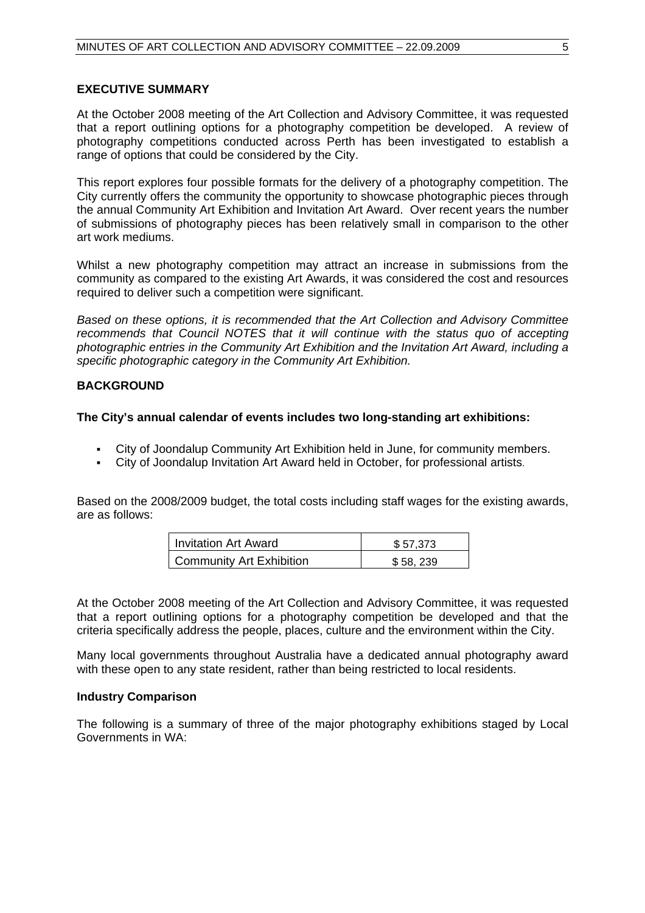## EXECUTIVE SUMMARY

At the October 2008 meeting of the Art Collection and Advisory Committee, it was requested that a report outlining options for a photography competition be developed. A review of photography competitions conducted across Perth has been investigated to establish a range of options that could be considered by the City.

This report explores four possible formats for the delivery of a photography competition. The City currently offers the community the opportunity to showcase photographic pieces through the annual Community Art Exhibition and Invitation Art Award. Over recent years the number of submissions of photography pieces has been relatively small in comparison to the other art work mediums.

Whilst a new photography competition may attract an increase in submissions from the community as compared to the existing Art Awards, it was considered the cost and resources required to deliver such a competition were significant.

*Based on these options, it is recommended that the Art Collection and Advisory Committee recommends that Council NOTES that it will continue with the status quo of accepting photographic entries in the Community Art Exhibition and the Invitation Art Award, including a specific photographic category in the Community Art Exhibition.*

## BACKGROUND

**The City's annual calendar of events includes two long-standing art exhibitions:**

- City of Joondalup Community Art Exhibition held in June, for community members.
- City of Joondalup Invitation Art Award held in October, for professional artists.

Based on the 2008/2009 budget, the total costs including staff wages for the existing awards, are as follows:

| | |
|---|---|
| Invitation Art Award | $ 57,373 |
| Community Art Exhibition | $ 58, 239 |

At the October 2008 meeting of the Art Collection and Advisory Committee, it was requested that a report outlining options for a photography competition be developed and that the criteria specifically address the people, places, culture and the environment within the City.

Many local governments throughout Australia have a dedicated annual photography award with these open to any state resident, rather than being restricted to local residents.

### Industry Comparison

The following is a summary of three of the major photography exhibitions staged by Local Governments in WA: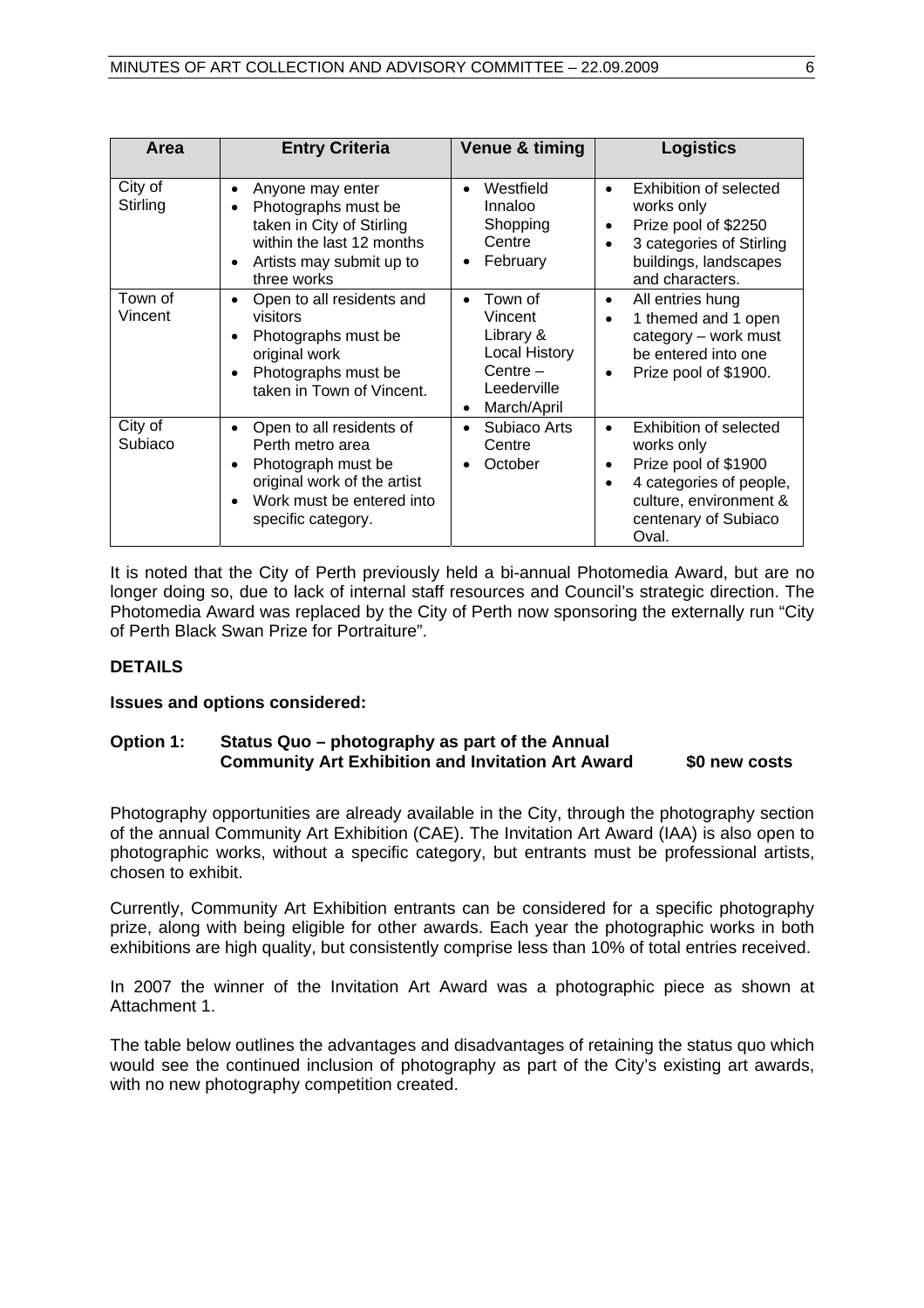| Area | Entry Criteria | Venue & timing | Logistics |
|---|---|---|---|
| City of Stirling | • Anyone may enter<br>• Photographs must be taken in City of Stirling within the last 12 months<br>• Artists may submit up to three works | • Westfield Innaloo Shopping Centre<br>• February | • Exhibition of selected works only<br>• Prize pool of $2250<br>• 3 categories of Stirling buildings, landscapes and characters. |
| Town of Vincent | • Open to all residents and visitors<br>• Photographs must be original work<br>• Photographs must be taken in Town of Vincent. | • Town of Vincent Library & Local History Centre – Leederville<br>• March/April | • All entries hung<br>• 1 themed and 1 open category – work must be entered into one<br>• Prize pool of $1900. |
| City of Subiaco | • Open to all residents of Perth metro area<br>• Photograph must be original work of the artist<br>• Work must be entered into specific category. | • Subiaco Arts Centre<br>• October | • Exhibition of selected works only<br>• Prize pool of $1900<br>• 4 categories of people, culture, environment & centenary of Subiaco Oval. |

It is noted that the City of Perth previously held a bi-annual Photomedia Award, but are no longer doing so, due to lack of internal staff resources and Council's strategic direction. The Photomedia Award was replaced by the City of Perth now sponsoring the externally run "City of Perth Black Swan Prize for Portraiture".

## DETAILS

**Issues and options considered:**

**Option 1: Status Quo – photography as part of the Annual Community Art Exhibition and Invitation Art Award \$0 new costs**

Photography opportunities are already available in the City, through the photography section of the annual Community Art Exhibition (CAE). The Invitation Art Award (IAA) is also open to photographic works, without a specific category, but entrants must be professional artists, chosen to exhibit.

Currently, Community Art Exhibition entrants can be considered for a specific photography prize, along with being eligible for other awards. Each year the photographic works in both exhibitions are high quality, but consistently comprise less than 10% of total entries received.

In 2007 the winner of the Invitation Art Award was a photographic piece as shown at Attachment 1.

The table below outlines the advantages and disadvantages of retaining the status quo which would see the continued inclusion of photography as part of the City's existing art awards, with no new photography competition created.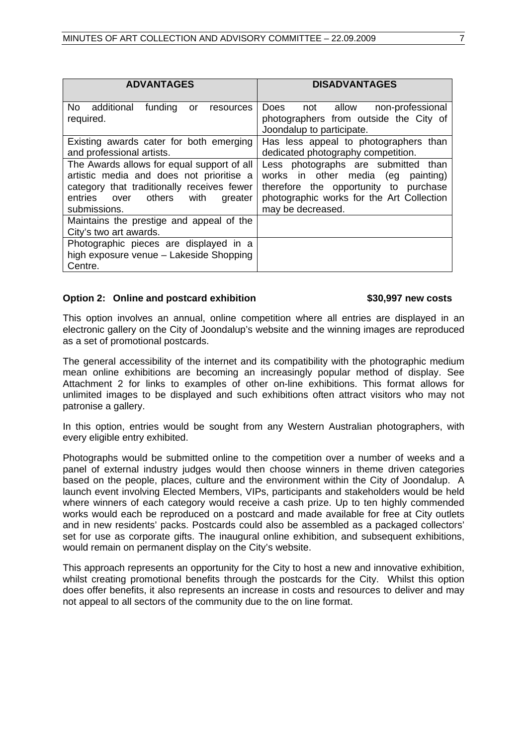| ADVANTAGES | DISADVANTAGES |
|---|---|
| No additional funding or resources required. | Does not allow non-professional photographers from outside the City of Joondalup to participate. |
| Existing awards cater for both emerging and professional artists. | Has less appeal to photographers than dedicated photography competition. |
| The Awards allows for equal support of all artistic media and does not prioritise a category that traditionally receives fewer entries over others with greater submissions. | Less photographs are submitted than works in other media (eg painting) therefore the opportunity to purchase photographic works for the Art Collection may be decreased. |
| Maintains the prestige and appeal of the City's two art awards. | |
| Photographic pieces are displayed in a high exposure venue – Lakeside Shopping Centre. | |

**Option 2: Online and postcard exhibition** **$30,997 new costs**

This option involves an annual, online competition where all entries are displayed in an electronic gallery on the City of Joondalup's website and the winning images are reproduced as a set of promotional postcards.

The general accessibility of the internet and its compatibility with the photographic medium mean online exhibitions are becoming an increasingly popular method of display. See Attachment 2 for links to examples of other on-line exhibitions. This format allows for unlimited images to be displayed and such exhibitions often attract visitors who may not patronise a gallery.

In this option, entries would be sought from any Western Australian photographers, with every eligible entry exhibited.

Photographs would be submitted online to the competition over a number of weeks and a panel of external industry judges would then choose winners in theme driven categories based on the people, places, culture and the environment within the City of Joondalup. A launch event involving Elected Members, VIPs, participants and stakeholders would be held where winners of each category would receive a cash prize. Up to ten highly commended works would each be reproduced on a postcard and made available for free at City outlets and in new residents' packs. Postcards could also be assembled as a packaged collectors' set for use as corporate gifts. The inaugural online exhibition, and subsequent exhibitions, would remain on permanent display on the City's website.

This approach represents an opportunity for the City to host a new and innovative exhibition, whilst creating promotional benefits through the postcards for the City. Whilst this option does offer benefits, it also represents an increase in costs and resources to deliver and may not appeal to all sectors of the community due to the on line format.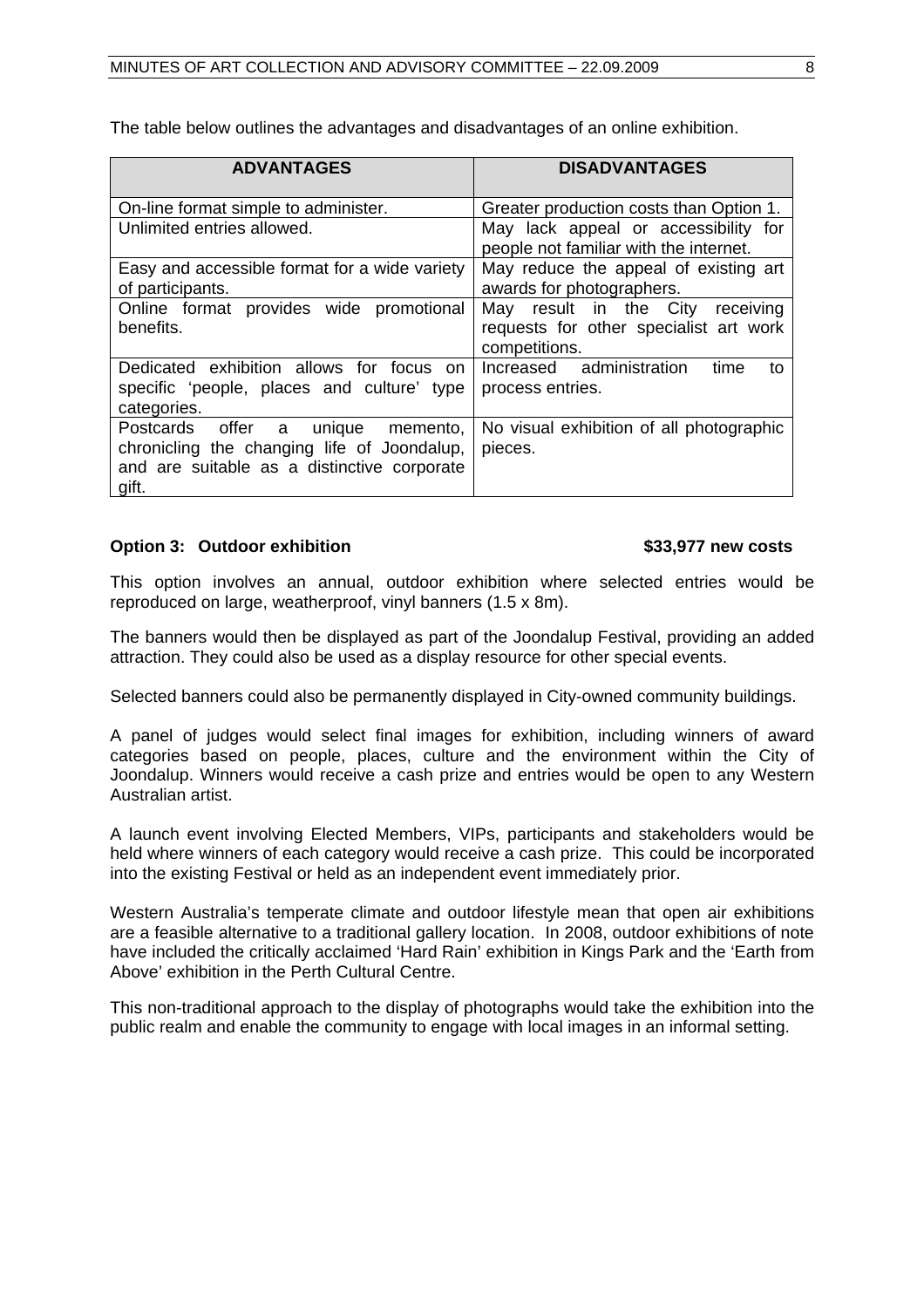The table below outlines the advantages and disadvantages of an online exhibition.

| ADVANTAGES | DISADVANTAGES |
|---|---|
| On-line format simple to administer. | Greater production costs than Option 1. |
| Unlimited entries allowed. | May lack appeal or accessibility for people not familiar with the internet. |
| Easy and accessible format for a wide variety of participants. | May reduce the appeal of existing art awards for photographers. |
| Online format provides wide promotional benefits. | May result in the City receiving requests for other specialist art work competitions. |
| Dedicated exhibition allows for focus on specific 'people, places and culture' type categories. | Increased administration time to process entries. |
| Postcards offer a unique memento, chronicling the changing life of Joondalup, and are suitable as a distinctive corporate gift. | No visual exhibition of all photographic pieces. |

**Option 3: Outdoor exhibition** **$33,977 new costs**

This option involves an annual, outdoor exhibition where selected entries would be reproduced on large, weatherproof, vinyl banners (1.5 x 8m).

The banners would then be displayed as part of the Joondalup Festival, providing an added attraction. They could also be used as a display resource for other special events.

Selected banners could also be permanently displayed in City-owned community buildings.

A panel of judges would select final images for exhibition, including winners of award categories based on people, places, culture and the environment within the City of Joondalup. Winners would receive a cash prize and entries would be open to any Western Australian artist.

A launch event involving Elected Members, VIPs, participants and stakeholders would be held where winners of each category would receive a cash prize. This could be incorporated into the existing Festival or held as an independent event immediately prior.

Western Australia's temperate climate and outdoor lifestyle mean that open air exhibitions are a feasible alternative to a traditional gallery location. In 2008, outdoor exhibitions of note have included the critically acclaimed 'Hard Rain' exhibition in Kings Park and the 'Earth from Above' exhibition in the Perth Cultural Centre.

This non-traditional approach to the display of photographs would take the exhibition into the public realm and enable the community to engage with local images in an informal setting.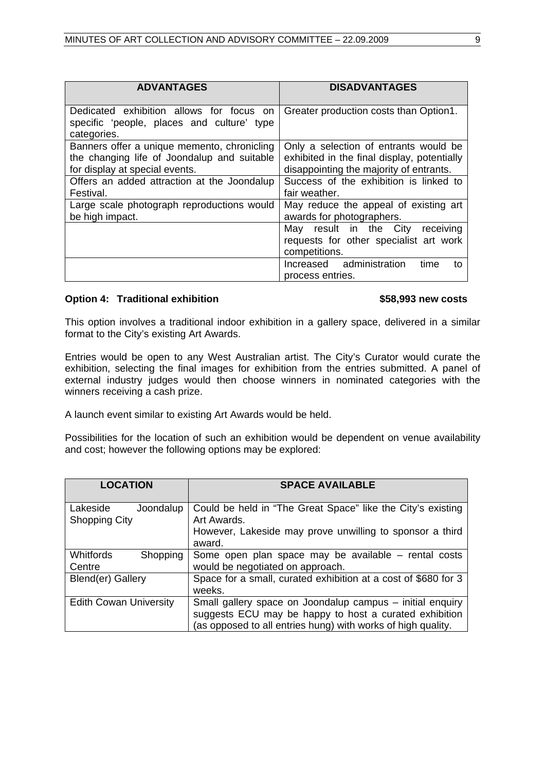| ADVANTAGES | DISADVANTAGES |
|---|---|
| Dedicated exhibition allows for focus on specific 'people, places and culture' type categories. | Greater production costs than Option1. |
| Banners offer a unique memento, chronicling the changing life of Joondalup and suitable for display at special events. | Only a selection of entrants would be exhibited in the final display, potentially disappointing the majority of entrants. |
| Offers an added attraction at the Joondalup Festival. | Success of the exhibition is linked to fair weather. |
| Large scale photograph reproductions would be high impact. | May reduce the appeal of existing art awards for photographers. |
| | May result in the City receiving requests for other specialist art work competitions. |
| | Increased administration time to process entries. |

**Option 4: Traditional exhibition** **$58,993 new costs**

This option involves a traditional indoor exhibition in a gallery space, delivered in a similar format to the City's existing Art Awards.

Entries would be open to any West Australian artist. The City's Curator would curate the exhibition, selecting the final images for exhibition from the entries submitted. A panel of external industry judges would then choose winners in nominated categories with the winners receiving a cash prize.

A launch event similar to existing Art Awards would be held.

Possibilities for the location of such an exhibition would be dependent on venue availability and cost; however the following options may be explored:

| LOCATION | SPACE AVAILABLE |
|---|---|
| Lakeside Joondalup Shopping City | Could be held in "The Great Space" like the City's existing Art Awards.<br>However, Lakeside may prove unwilling to sponsor a third award. |
| Whitfords Shopping Centre | Some open plan space may be available – rental costs would be negotiated on approach. |
| Blend(er) Gallery | Space for a small, curated exhibition at a cost of $680 for 3 weeks. |
| Edith Cowan University | Small gallery space on Joondalup campus – initial enquiry suggests ECU may be happy to host a curated exhibition (as opposed to all entries hung) with works of high quality. |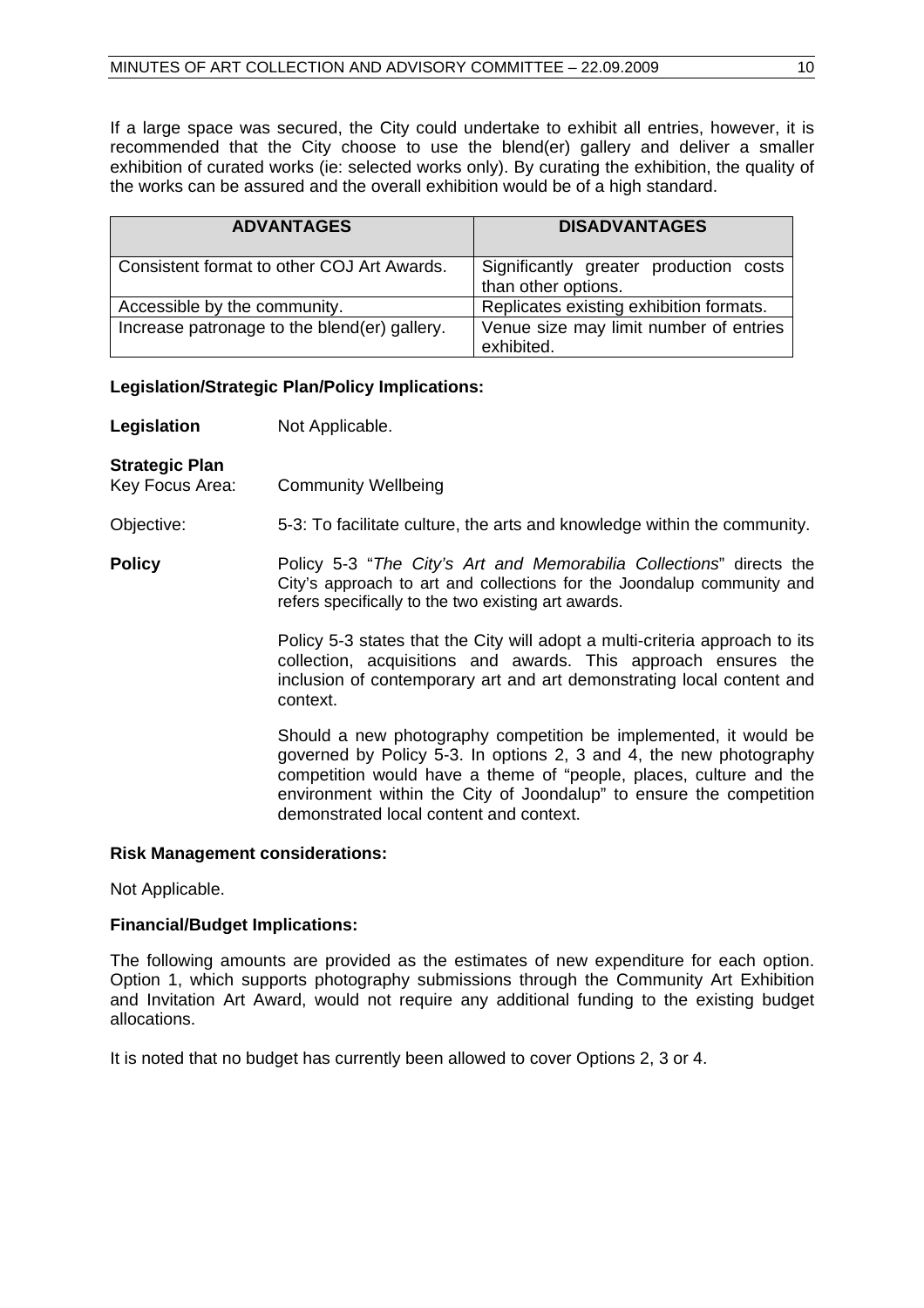If a large space was secured, the City could undertake to exhibit all entries, however, it is recommended that the City choose to use the blend(er) gallery and deliver a smaller exhibition of curated works (ie: selected works only). By curating the exhibition, the quality of the works can be assured and the overall exhibition would be of a high standard.

| ADVANTAGES | DISADVANTAGES |
|---|---|
| Consistent format to other COJ Art Awards. | Significantly greater production costs than other options. |
| Accessible by the community. | Replicates existing exhibition formats. |
| Increase patronage to the blend(er) gallery. | Venue size may limit number of entries exhibited. |

**Legislation/Strategic Plan/Policy Implications:**

**Legislation** Not Applicable.

**Strategic Plan**
Key Focus Area: Community Wellbeing

Objective: 5-3: To facilitate culture, the arts and knowledge within the community.

**Policy** Policy 5-3 "*The City's Art and Memorabilia Collections*" directs the City's approach to art and collections for the Joondalup community and refers specifically to the two existing art awards.

Policy 5-3 states that the City will adopt a multi-criteria approach to its collection, acquisitions and awards. This approach ensures the inclusion of contemporary art and art demonstrating local content and context.

Should a new photography competition be implemented, it would be governed by Policy 5-3. In options 2, 3 and 4, the new photography competition would have a theme of "people, places, culture and the environment within the City of Joondalup" to ensure the competition demonstrated local content and context.

**Risk Management considerations:**

Not Applicable.

**Financial/Budget Implications:**

The following amounts are provided as the estimates of new expenditure for each option. Option 1, which supports photography submissions through the Community Art Exhibition and Invitation Art Award, would not require any additional funding to the existing budget allocations.

It is noted that no budget has currently been allowed to cover Options 2, 3 or 4.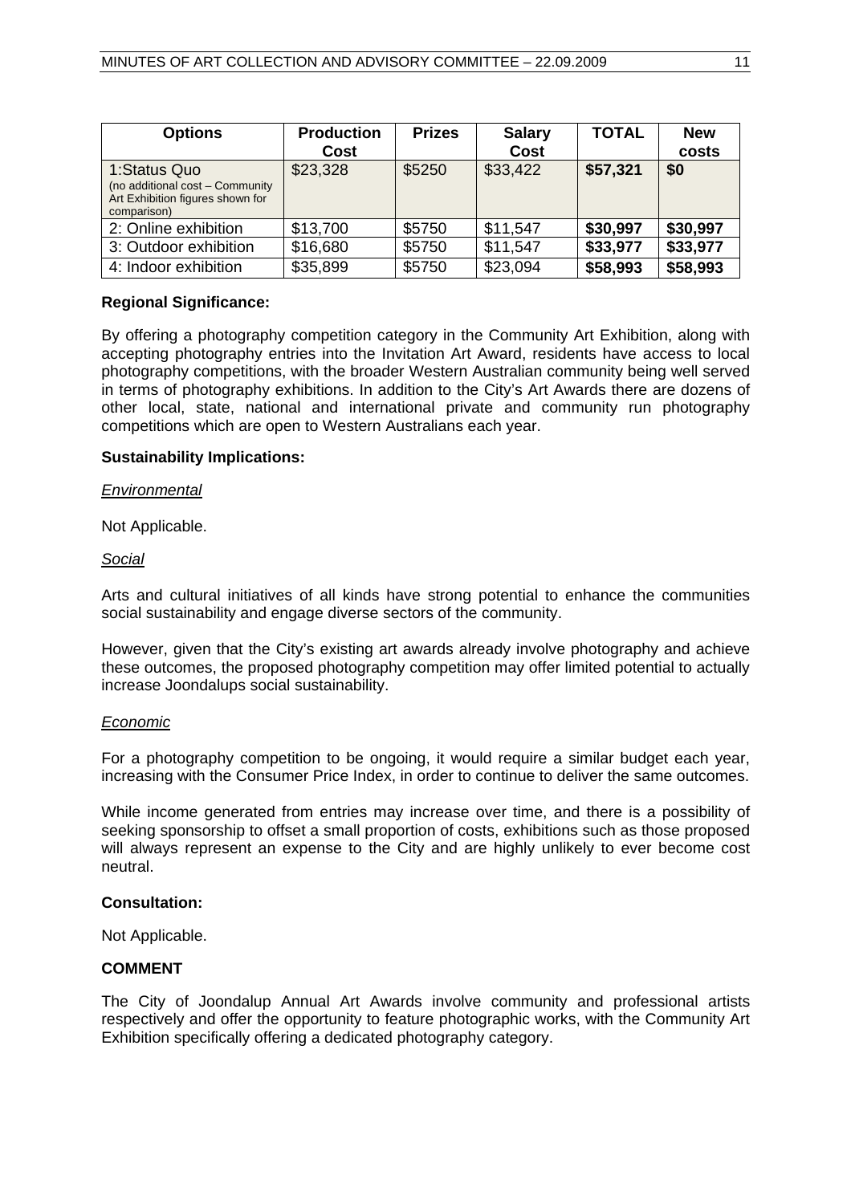| Options | Production Cost | Prizes | Salary Cost | TOTAL | New costs |
|---|---|---|---|---|---|
| 1:Status Quo (no additional cost – Community Art Exhibition figures shown for comparison) | $23,328 | $5250 | $33,422 | **$57,321** | **$0** |
| 2: Online exhibition | $13,700 | $5750 | $11,547 | **$30,997** | **$30,997** |
| 3: Outdoor exhibition | $16,680 | $5750 | $11,547 | **$33,977** | **$33,977** |
| 4: Indoor exhibition | $35,899 | $5750 | $23,094 | **$58,993** | **$58,993** |

**Regional Significance:**

By offering a photography competition category in the Community Art Exhibition, along with accepting photography entries into the Invitation Art Award, residents have access to local photography competitions, with the broader Western Australian community being well served in terms of photography exhibitions. In addition to the City's Art Awards there are dozens of other local, state, national and international private and community run photography competitions which are open to Western Australians each year.

**Sustainability Implications:**

*Environmental*

Not Applicable.

*Social*

Arts and cultural initiatives of all kinds have strong potential to enhance the communities social sustainability and engage diverse sectors of the community.

However, given that the City's existing art awards already involve photography and achieve these outcomes, the proposed photography competition may offer limited potential to actually increase Joondalups social sustainability.

*Economic*

For a photography competition to be ongoing, it would require a similar budget each year, increasing with the Consumer Price Index, in order to continue to deliver the same outcomes.

While income generated from entries may increase over time, and there is a possibility of seeking sponsorship to offset a small proportion of costs, exhibitions such as those proposed will always represent an expense to the City and are highly unlikely to ever become cost neutral.

**Consultation:**

Not Applicable.

**COMMENT**

The City of Joondalup Annual Art Awards involve community and professional artists respectively and offer the opportunity to feature photographic works, with the Community Art Exhibition specifically offering a dedicated photography category.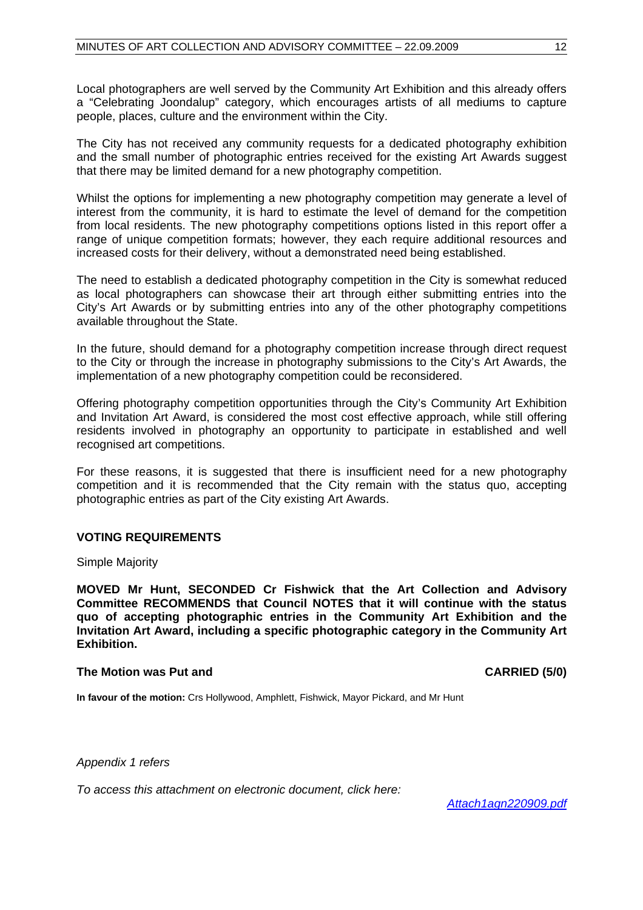Local photographers are well served by the Community Art Exhibition and this already offers a "Celebrating Joondalup" category, which encourages artists of all mediums to capture people, places, culture and the environment within the City.

The City has not received any community requests for a dedicated photography exhibition and the small number of photographic entries received for the existing Art Awards suggest that there may be limited demand for a new photography competition.

Whilst the options for implementing a new photography competition may generate a level of interest from the community, it is hard to estimate the level of demand for the competition from local residents. The new photography competitions options listed in this report offer a range of unique competition formats; however, they each require additional resources and increased costs for their delivery, without a demonstrated need being established.

The need to establish a dedicated photography competition in the City is somewhat reduced as local photographers can showcase their art through either submitting entries into the City's Art Awards or by submitting entries into any of the other photography competitions available throughout the State.

In the future, should demand for a photography competition increase through direct request to the City or through the increase in photography submissions to the City's Art Awards, the implementation of a new photography competition could be reconsidered.

Offering photography competition opportunities through the City's Community Art Exhibition and Invitation Art Award, is considered the most cost effective approach, while still offering residents involved in photography an opportunity to participate in established and well recognised art competitions.

For these reasons, it is suggested that there is insufficient need for a new photography competition and it is recommended that the City remain with the status quo, accepting photographic entries as part of the City existing Art Awards.

**VOTING REQUIREMENTS**

Simple Majority

**MOVED Mr Hunt, SECONDED Cr Fishwick that the Art Collection and Advisory Committee RECOMMENDS that Council NOTES that it will continue with the status quo of accepting photographic entries in the Community Art Exhibition and the Invitation Art Award, including a specific photographic category in the Community Art Exhibition.**

**The Motion was Put and CARRIED (5/0)**

**In favour of the motion:** Crs Hollywood, Amphlett, Fishwick, Mayor Pickard, and Mr Hunt

*Appendix 1 refers*

*To access this attachment on electronic document, click here:* *Attach1agn220909.pdf*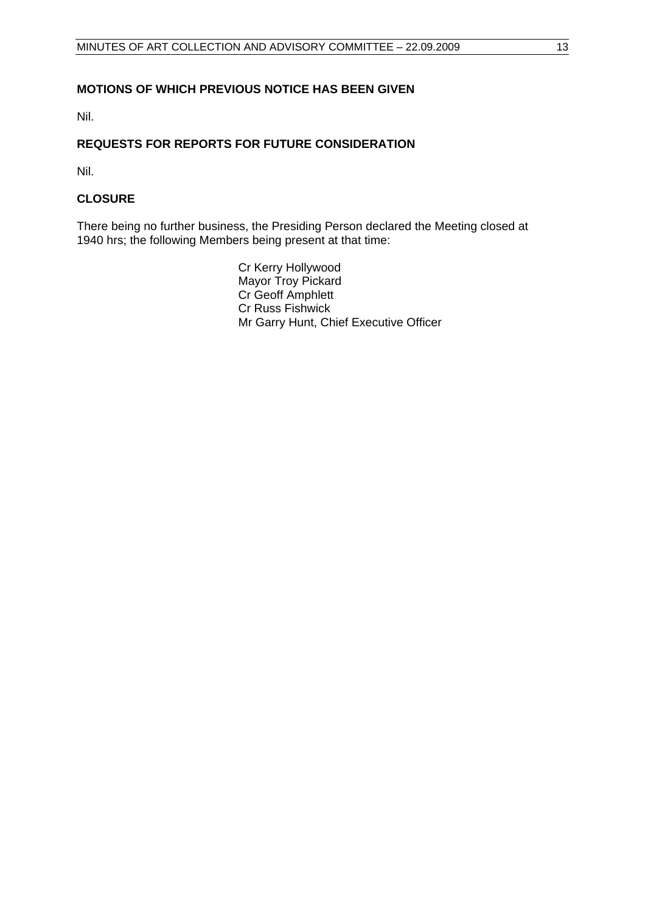**MOTIONS OF WHICH PREVIOUS NOTICE HAS BEEN GIVEN**

Nil.

**REQUESTS FOR REPORTS FOR FUTURE CONSIDERATION**

Nil.

**CLOSURE**

There being no further business, the Presiding Person declared the Meeting closed at 1940 hrs; the following Members being present at that time:

Cr Kerry Hollywood
Mayor Troy Pickard
Cr Geoff Amphlett
Cr Russ Fishwick
Mr Garry Hunt, Chief Executive Officer